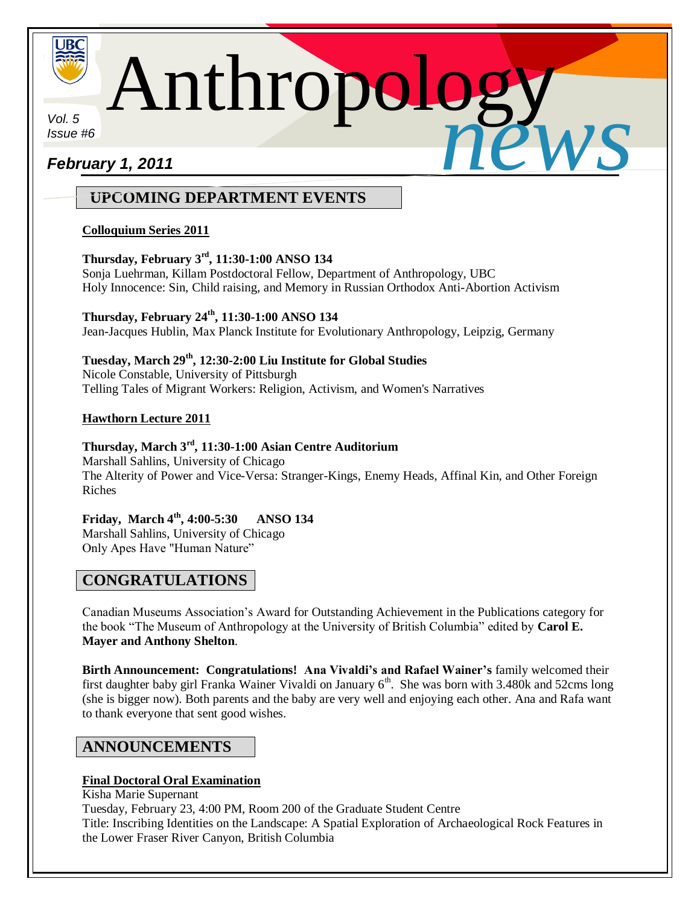# Anthropology *news*

*Vol. 5*
*Issue #6*

***February 1, 2011***

## UPCOMING DEPARTMENT EVENTS

**Colloquium Series 2011**

**Thursday, February 3rd, 11:30-1:00 ANSO 134**
Sonja Luehrman, Killam Postdoctoral Fellow, Department of Anthropology, UBC
Holy Innocence: Sin, Child raising, and Memory in Russian Orthodox Anti-Abortion Activism

**Thursday, February 24th, 11:30-1:00 ANSO 134**
Jean-Jacques Hublin, Max Planck Institute for Evolutionary Anthropology, Leipzig, Germany

**Tuesday, March 29th, 12:30-2:00 Liu Institute for Global Studies**
Nicole Constable, University of Pittsburgh
Telling Tales of Migrant Workers: Religion, Activism, and Women's Narratives

**Hawthorn Lecture 2011**

**Thursday, March 3rd, 11:30-1:00 Asian Centre Auditorium**
Marshall Sahlins, University of Chicago
The Alterity of Power and Vice-Versa: Stranger-Kings, Enemy Heads, Affinal Kin, and Other Foreign Riches

**Friday, March 4th, 4:00-5:30 ANSO 134**
Marshall Sahlins, University of Chicago
Only Apes Have "Human Nature"

## CONGRATULATIONS

Canadian Museums Association's Award for Outstanding Achievement in the Publications category for the book "The Museum of Anthropology at the University of British Columbia" edited by **Carol E. Mayer and Anthony Shelton**.

**Birth Announcement: Congratulations! Ana Vivaldi's and Rafael Wainer's** family welcomed their first daughter baby girl Franka Wainer Vivaldi on January 6th. She was born with 3.480k and 52cms long (she is bigger now). Both parents and the baby are very well and enjoying each other. Ana and Rafa want to thank everyone that sent good wishes.

## ANNOUNCEMENTS

**Final Doctoral Oral Examination**
Kisha Marie Supernant
Tuesday, February 23, 4:00 PM, Room 200 of the Graduate Student Centre
Title: Inscribing Identities on the Landscape: A Spatial Exploration of Archaeological Rock Features in the Lower Fraser River Canyon, British Columbia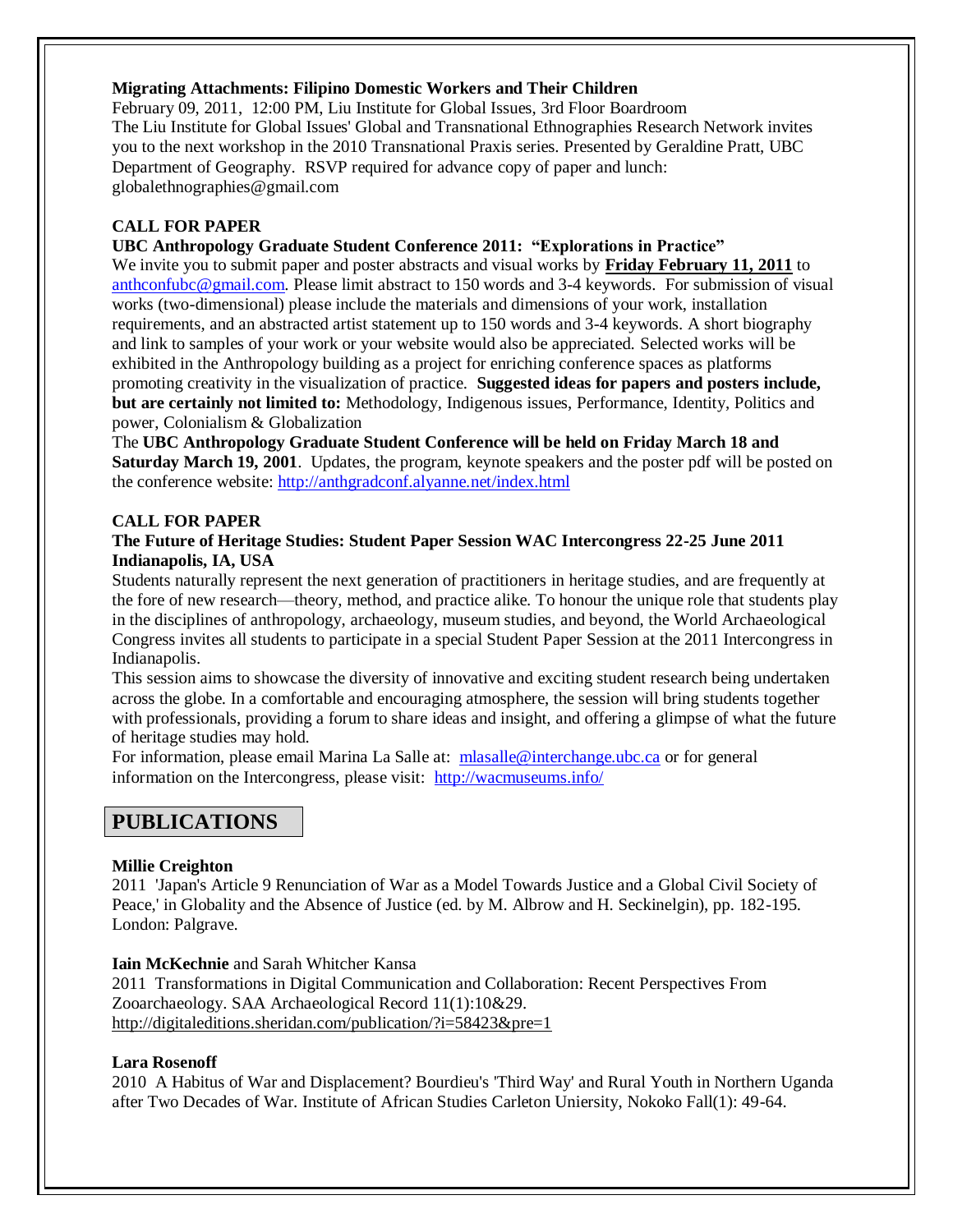**Migrating Attachments: Filipino Domestic Workers and Their Children**

February 09, 2011, 12:00 PM, Liu Institute for Global Issues, 3rd Floor Boardroom
The Liu Institute for Global Issues' Global and Transnational Ethnographies Research Network invites you to the next workshop in the 2010 Transnational Praxis series. Presented by Geraldine Pratt, UBC Department of Geography. RSVP required for advance copy of paper and lunch: globalethnographies@gmail.com

**CALL FOR PAPER**

**UBC Anthropology Graduate Student Conference 2011: "Explorations in Practice"**

We invite you to submit paper and poster abstracts and visual works by **Friday February 11, 2011** to anthconfubc@gmail.com. Please limit abstract to 150 words and 3-4 keywords. For submission of visual works (two-dimensional) please include the materials and dimensions of your work, installation requirements, and an abstracted artist statement up to 150 words and 3-4 keywords. A short biography and link to samples of your work or your website would also be appreciated. Selected works will be exhibited in the Anthropology building as a project for enriching conference spaces as platforms promoting creativity in the visualization of practice. **Suggested ideas for papers and posters include, but are certainly not limited to:** Methodology, Indigenous issues, Performance, Identity, Politics and power, Colonialism & Globalization

The **UBC Anthropology Graduate Student Conference will be held on Friday March 18 and Saturday March 19, 2001**. Updates, the program, keynote speakers and the poster pdf will be posted on the conference website: http://anthgradconf.alyanne.net/index.html

**CALL FOR PAPER**

**The Future of Heritage Studies: Student Paper Session WAC Intercongress 22-25 June 2011 Indianapolis, IA, USA**

Students naturally represent the next generation of practitioners in heritage studies, and are frequently at the fore of new research—theory, method, and practice alike. To honour the unique role that students play in the disciplines of anthropology, archaeology, museum studies, and beyond, the World Archaeological Congress invites all students to participate in a special Student Paper Session at the 2011 Intercongress in Indianapolis.

This session aims to showcase the diversity of innovative and exciting student research being undertaken across the globe. In a comfortable and encouraging atmosphere, the session will bring students together with professionals, providing a forum to share ideas and insight, and offering a glimpse of what the future of heritage studies may hold.

For information, please email Marina La Salle at: mlasalle@interchange.ubc.ca or for general information on the Intercongress, please visit: http://wacmuseums.info/

## PUBLICATIONS

**Millie Creighton**

2011 'Japan's Article 9 Renunciation of War as a Model Towards Justice and a Global Civil Society of Peace,' in Globality and the Absence of Justice (ed. by M. Albrow and H. Seckinelgin), pp. 182-195. London: Palgrave.

**Iain McKechnie** and Sarah Whitcher Kansa

2011 Transformations in Digital Communication and Collaboration: Recent Perspectives From Zooarchaeology. SAA Archaeological Record 11(1):10&29.
http://digitaleditions.sheridan.com/publication/?i=58423&pre=1

**Lara Rosenoff**

2010 A Habitus of War and Displacement? Bourdieu's 'Third Way' and Rural Youth in Northern Uganda after Two Decades of War. Institute of African Studies Carleton Uniersity, Nokoko Fall(1): 49-64.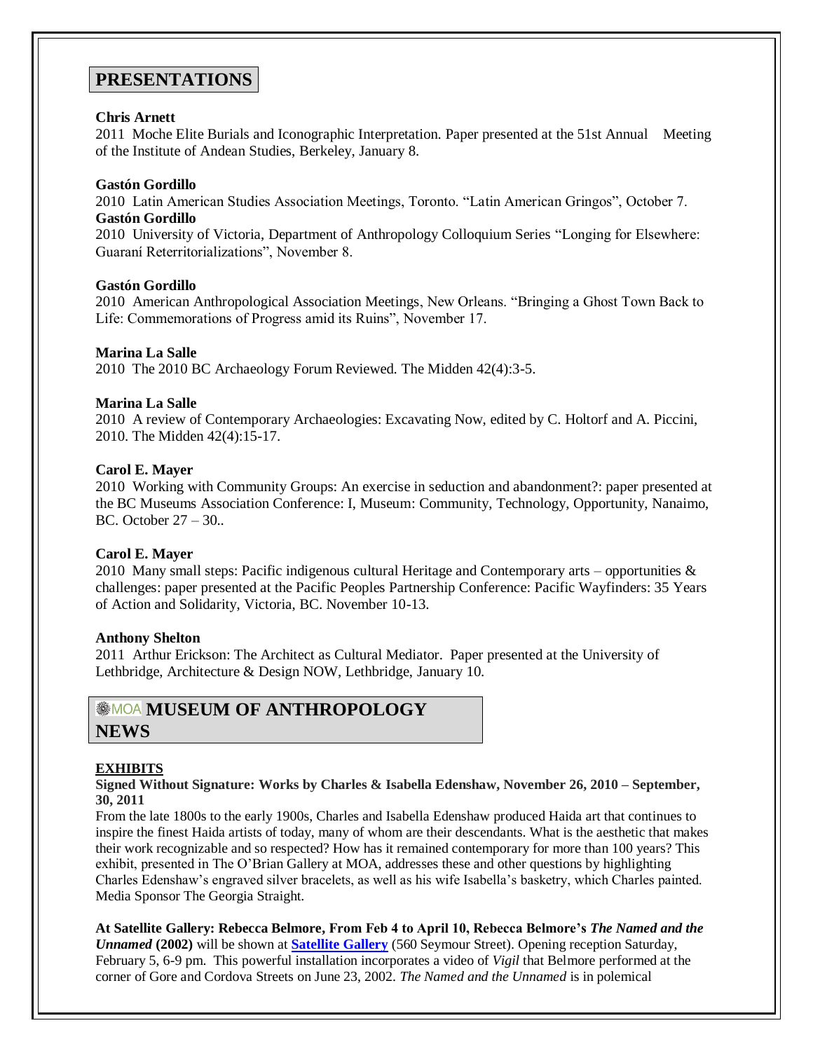# PRESENTATIONS

**Chris Arnett**
2011 Moche Elite Burials and Iconographic Interpretation. Paper presented at the 51st Annual Meeting of the Institute of Andean Studies, Berkeley, January 8.

**Gastón Gordillo**
2010 Latin American Studies Association Meetings, Toronto. "Latin American Gringos", October 7.
**Gastón Gordillo**
2010 University of Victoria, Department of Anthropology Colloquium Series "Longing for Elsewhere: Guaraní Reterritorializations", November 8.

**Gastón Gordillo**
2010 American Anthropological Association Meetings, New Orleans. "Bringing a Ghost Town Back to Life: Commemorations of Progress amid its Ruins", November 17.

**Marina La Salle**
2010 The 2010 BC Archaeology Forum Reviewed. The Midden 42(4):3-5.

**Marina La Salle**
2010 A review of Contemporary Archaeologies: Excavating Now, edited by C. Holtorf and A. Piccini, 2010. The Midden 42(4):15-17.

**Carol E. Mayer**
2010 Working with Community Groups: An exercise in seduction and abandonment?: paper presented at the BC Museums Association Conference: I, Museum: Community, Technology, Opportunity, Nanaimo, BC. October 27 – 30..

**Carol E. Mayer**
2010 Many small steps: Pacific indigenous cultural Heritage and Contemporary arts – opportunities & challenges: paper presented at the Pacific Peoples Partnership Conference: Pacific Wayfinders: 35 Years of Action and Solidarity, Victoria, BC. November 10-13.

**Anthony Shelton**
2011 Arthur Erickson: The Architect as Cultural Mediator. Paper presented at the University of Lethbridge, Architecture & Design NOW, Lethbridge, January 10.

# MOA MUSEUM OF ANTHROPOLOGY NEWS

## EXHIBITS

**Signed Without Signature: Works by Charles & Isabella Edenshaw, November 26, 2010 – September, 30, 2011**
From the late 1800s to the early 1900s, Charles and Isabella Edenshaw produced Haida art that continues to inspire the finest Haida artists of today, many of whom are their descendants. What is the aesthetic that makes their work recognizable and so respected? How has it remained contemporary for more than 100 years? This exhibit, presented in The O'Brian Gallery at MOA, addresses these and other questions by highlighting Charles Edenshaw's engraved silver bracelets, as well as his wife Isabella's basketry, which Charles painted. Media Sponsor The Georgia Straight.

**At Satellite Gallery: Rebecca Belmore, From Feb 4 to April 10, Rebecca Belmore's *The Named and the Unnamed* (2002)** will be shown at **Satellite Gallery** (560 Seymour Street). Opening reception Saturday, February 5, 6-9 pm. This powerful installation incorporates a video of *Vigil* that Belmore performed at the corner of Gore and Cordova Streets on June 23, 2002. *The Named and the Unnamed* is in polemical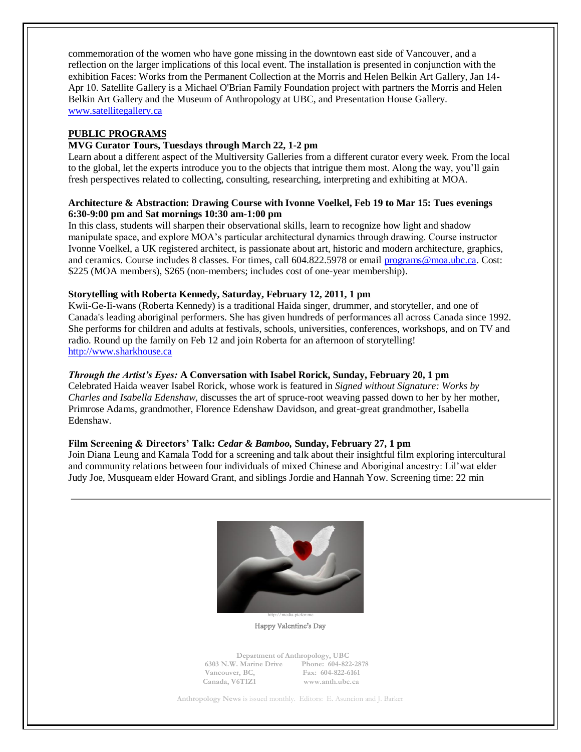commemoration of the women who have gone missing in the downtown east side of Vancouver, and a reflection on the larger implications of this local event. The installation is presented in conjunction with the exhibition Faces: Works from the Permanent Collection at the Morris and Helen Belkin Art Gallery, Jan 14-Apr 10. Satellite Gallery is a Michael O'Brian Family Foundation project with partners the Morris and Helen Belkin Art Gallery and the Museum of Anthropology at UBC, and Presentation House Gallery. www.satellitegallery.ca

**PUBLIC PROGRAMS**

**MVG Curator Tours, Tuesdays through March 22, 1-2 pm**

Learn about a different aspect of the Multiversity Galleries from a different curator every week. From the local to the global, let the experts introduce you to the objects that intrigue them most. Along the way, you'll gain fresh perspectives related to collecting, consulting, researching, interpreting and exhibiting at MOA.

**Architecture & Abstraction: Drawing Course with Ivonne Voelkel, Feb 19 to Mar 15: Tues evenings 6:30-9:00 pm and Sat mornings 10:30 am-1:00 pm**

In this class, students will sharpen their observational skills, learn to recognize how light and shadow manipulate space, and explore MOA's particular architectural dynamics through drawing. Course instructor Ivonne Voelkel, a UK registered architect, is passionate about art, historic and modern architecture, graphics, and ceramics. Course includes 8 classes. For times, call 604.822.5978 or email programs@moa.ubc.ca. Cost: $225 (MOA members), $265 (non-members; includes cost of one-year membership).

**Storytelling with Roberta Kennedy, Saturday, February 12, 2011, 1 pm**

Kwii-Ge-Ii-wans (Roberta Kennedy) is a traditional Haida singer, drummer, and storyteller, and one of Canada's leading aboriginal performers. She has given hundreds of performances all across Canada since 1992. She performs for children and adults at festivals, schools, universities, conferences, workshops, and on TV and radio. Round up the family on Feb 12 and join Roberta for an afternoon of storytelling! http://www.sharkhouse.ca

***Through the Artist's Eyes:* A Conversation with Isabel Rorick, Sunday, February 20, 1 pm**

Celebrated Haida weaver Isabel Rorick, whose work is featured in *Signed without Signature: Works by Charles and Isabella Edenshaw,* discusses the art of spruce-root weaving passed down to her by her mother, Primrose Adams, grandmother, Florence Edenshaw Davidson, and great-great grandmother, Isabella Edenshaw.

**Film Screening & Directors' Talk: *Cedar & Bamboo,* Sunday, February 27, 1 pm**

Join Diana Leung and Kamala Todd for a screening and talk about their insightful film exploring intercultural and community relations between four individuals of mixed Chinese and Aboriginal ancestry: Lil'wat elder Judy Joe, Musqueam elder Howard Grant, and siblings Jordie and Hannah Yow. Screening time: 22 min

---

http://media.pictor.me

Happy Valentine's Day

Department of Anthropology, UBC
6303 N.W. Marine Drive
Vancouver, BC,
Canada, V6T1Z1

Phone: 604-822-2878
Fax: 604-822-6161
www.anth.ubc.ca

**Anthropology News** is issued monthly. Editors: E. Asuncion and J. Barker